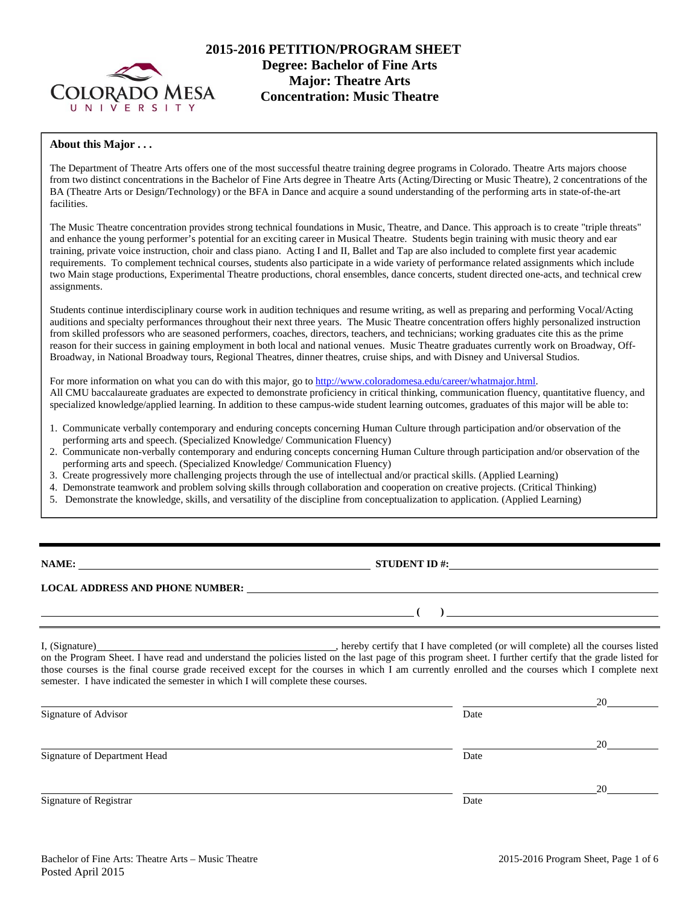# 2015-2016 PETITION/PROGRAM SHEET

## Degree: Bachelor of Fine Arts
## Major: Theatre Arts
## Concentration: Music Theatre

**About this Major . . .**

The Department of Theatre Arts offers one of the most successful theatre training degree programs in Colorado. Theatre Arts majors choose from two distinct concentrations in the Bachelor of Fine Arts degree in Theatre Arts (Acting/Directing or Music Theatre), 2 concentrations of the BA (Theatre Arts or Design/Technology) or the BFA in Dance and acquire a sound understanding of the performing arts in state-of-the-art facilities.

The Music Theatre concentration provides strong technical foundations in Music, Theatre, and Dance. This approach is to create "triple threats" and enhance the young performer's potential for an exciting career in Musical Theatre. Students begin training with music theory and ear training, private voice instruction, choir and class piano. Acting I and II, Ballet and Tap are also included to complete first year academic requirements. To complement technical courses, students also participate in a wide variety of performance related assignments which include two Main stage productions, Experimental Theatre productions, choral ensembles, dance concerts, student directed one-acts, and technical crew assignments.

Students continue interdisciplinary course work in audition techniques and resume writing, as well as preparing and performing Vocal/Acting auditions and specialty performances throughout their next three years. The Music Theatre concentration offers highly personalized instruction from skilled professors who are seasoned performers, coaches, directors, teachers, and technicians; working graduates cite this as the prime reason for their success in gaining employment in both local and national venues. Music Theatre graduates currently work on Broadway, Off-Broadway, in National Broadway tours, Regional Theatres, dinner theatres, cruise ships, and with Disney and Universal Studios.

For more information on what you can do with this major, go to http://www.coloradomesa.edu/career/whatmajor.html.
All CMU baccalaureate graduates are expected to demonstrate proficiency in critical thinking, communication fluency, quantitative fluency, and specialized knowledge/applied learning. In addition to these campus-wide student learning outcomes, graduates of this major will be able to:

1. Communicate verbally contemporary and enduring concepts concerning Human Culture through participation and/or observation of the performing arts and speech. (Specialized Knowledge/ Communication Fluency)
2. Communicate non-verbally contemporary and enduring concepts concerning Human Culture through participation and/or observation of the performing arts and speech. (Specialized Knowledge/ Communication Fluency)
3. Create progressively more challenging projects through the use of intellectual and/or practical skills. (Applied Learning)
4. Demonstrate teamwork and problem solving skills through collaboration and cooperation on creative projects. (Critical Thinking)
5. Demonstrate the knowledge, skills, and versatility of the discipline from conceptualization to application. (Applied Learning)

---

**NAME:** ______________________________ **STUDENT ID #:** ______________________________

**LOCAL ADDRESS AND PHONE NUMBER:** ______________________________

______________________________ **( )** ______________________________

I, (Signature)______________________________, hereby certify that I have completed (or will complete) all the courses listed on the Program Sheet. I have read and understand the policies listed on the last page of this program sheet. I further certify that the grade listed for those courses is the final course grade received except for the courses in which I am currently enrolled and the courses which I complete next semester. I have indicated the semester in which I will complete these courses.

______________________________ ______________ 20______
Signature of Advisor Date

______________________________ ______________ 20______
Signature of Department Head Date

______________________________ ______________ 20______
Signature of Registrar Date

Bachelor of Fine Arts: Theatre Arts – Music Theatre
Posted April 2015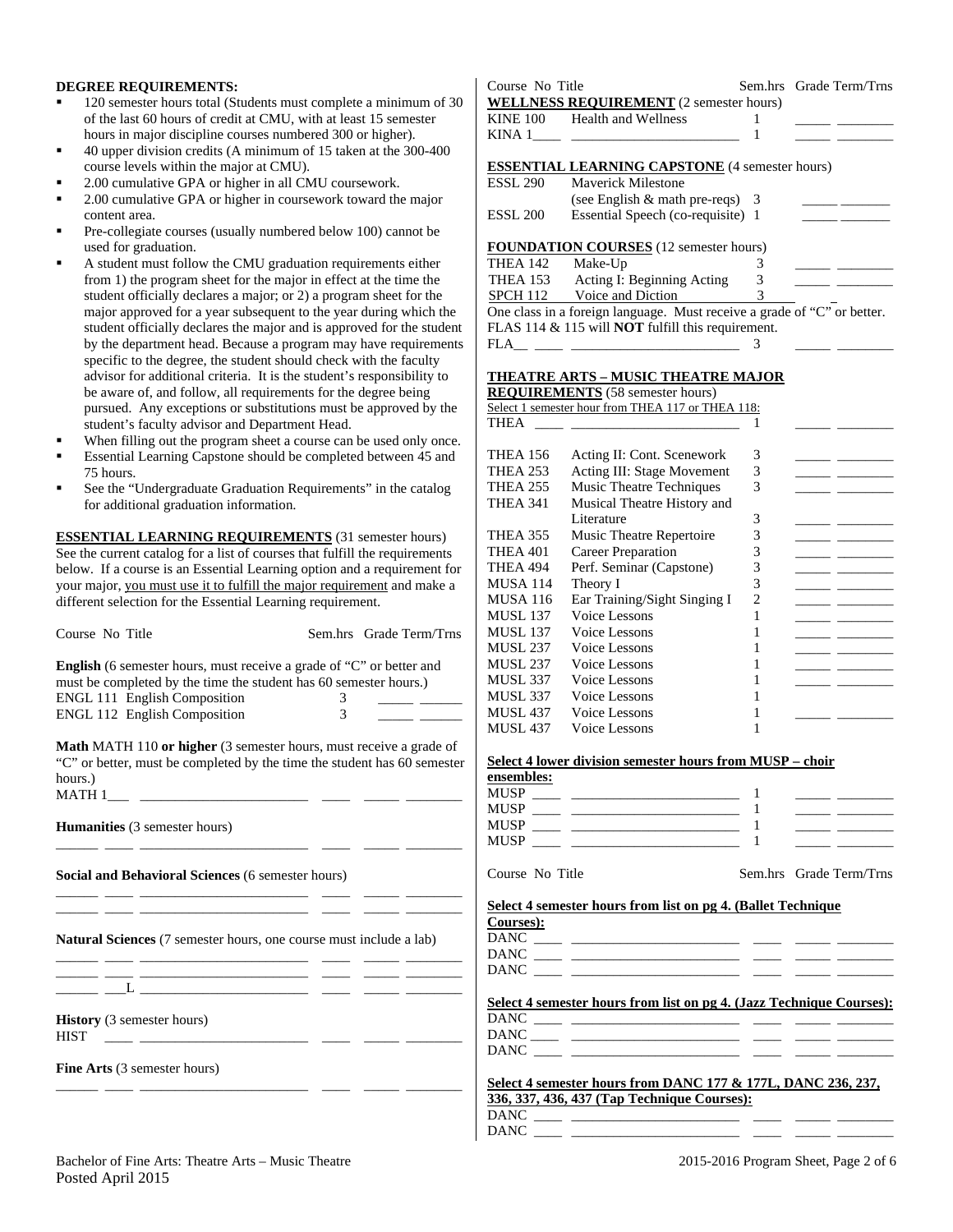**DEGREE REQUIREMENTS:**

- 120 semester hours total (Students must complete a minimum of 30 of the last 60 hours of credit at CMU, with at least 15 semester hours in major discipline courses numbered 300 or higher).
- 40 upper division credits (A minimum of 15 taken at the 300-400 course levels within the major at CMU).
- 2.00 cumulative GPA or higher in all CMU coursework.
- 2.00 cumulative GPA or higher in coursework toward the major content area.
- Pre-collegiate courses (usually numbered below 100) cannot be used for graduation.
- A student must follow the CMU graduation requirements either from 1) the program sheet for the major in effect at the time the student officially declares a major; or 2) a program sheet for the major approved for a year subsequent to the year during which the student officially declares the major and is approved for the student by the department head. Because a program may have requirements specific to the degree, the student should check with the faculty advisor for additional criteria. It is the student's responsibility to be aware of, and follow, all requirements for the degree being pursued. Any exceptions or substitutions must be approved by the student's faculty advisor and Department Head.
- When filling out the program sheet a course can be used only once.
- Essential Learning Capstone should be completed between 45 and 75 hours.
- See the "Undergraduate Graduation Requirements" in the catalog for additional graduation information.

**ESSENTIAL LEARNING REQUIREMENTS** (31 semester hours)
See the current catalog for a list of courses that fulfill the requirements below. If a course is an Essential Learning option and a requirement for your major, you must use it to fulfill the major requirement and make a different selection for the Essential Learning requirement.

| Course No | Title | Sem.hrs | Grade | Term/Trns |
|---|---|---|---|---|
| **English** (6 semester hours, must receive a grade of "C" or better and must be completed by the time the student has 60 semester hours.) | | | | |
| ENGL 111 | English Composition | 3 | | |
| ENGL 112 | English Composition | 3 | | |
| **Math** MATH 110 **or higher** (3 semester hours, must receive a grade of "C" or better, must be completed by the time the student has 60 semester hours.) | | | | |
| MATH 1___ | | | | |
| **Humanities** (3 semester hours) | | | | |
| | | | | |
| **Social and Behavioral Sciences** (6 semester hours) | | | | |
| | | | | |
| | | | | |
| **Natural Sciences** (7 semester hours, one course must include a lab) | | | | |
| | | | | |
| | | | | |
| ___L | | | | |
| **History** (3 semester hours) | | | | |
| HIST | | | | |
| **Fine Arts** (3 semester hours) | | | | |
| | | | | |

| Course No | Title | Sem.hrs | Grade | Term/Trns |
|---|---|---|---|---|
| **WELLNESS REQUIREMENT** (2 semester hours) | | | | |
| KINE 100 | Health and Wellness | 1 | | |
| KINA 1____ | | 1 | | |
| **ESSENTIAL LEARNING CAPSTONE** (4 semester hours) | | | | |
| ESSL 290 | Maverick Milestone (see English & math pre-reqs) | 3 | | |
| ESSL 200 | Essential Speech (co-requisite) | 1 | | |
| **FOUNDATION COURSES** (12 semester hours) | | | | |
| THEA 142 | Make-Up | 3 | | |
| THEA 153 | Acting I: Beginning Acting | 3 | | |
| SPCH 112 | Voice and Diction | 3 | | |
| One class in a foreign language. Must receive a grade of "C" or better. FLAS 114 & 115 will **NOT** fulfill this requirement. | | | | |
| FLA__ | | 3 | | |

**THEATRE ARTS – MUSIC THEATRE MAJOR REQUIREMENTS** (58 semester hours)

| Course No | Title | Sem.hrs | Grade | Term/Trns |
|---|---|---|---|---|
| Select 1 semester hour from THEA 117 or THEA 118: | | | | |
| THEA ____ | | 1 | | |
| THEA 156 | Acting II: Cont. Scenework | 3 | | |
| THEA 253 | Acting III: Stage Movement | 3 | | |
| THEA 255 | Music Theatre Techniques | 3 | | |
| THEA 341 | Musical Theatre History and Literature | 3 | | |
| THEA 355 | Music Theatre Repertoire | 3 | | |
| THEA 401 | Career Preparation | 3 | | |
| THEA 494 | Perf. Seminar (Capstone) | 3 | | |
| MUSA 114 | Theory I | 3 | | |
| MUSA 116 | Ear Training/Sight Singing I | 2 | | |
| MUSL 137 | Voice Lessons | 1 | | |
| MUSL 137 | Voice Lessons | 1 | | |
| MUSL 237 | Voice Lessons | 1 | | |
| MUSL 237 | Voice Lessons | 1 | | |
| MUSL 337 | Voice Lessons | 1 | | |
| MUSL 337 | Voice Lessons | 1 | | |
| MUSL 437 | Voice Lessons | 1 | | |
| MUSL 437 | Voice Lessons | 1 | | |
| **Select 4 lower division semester hours from MUSP – choir ensembles:** | | | | |
| MUSP ____ | | 1 | | |
| MUSP ____ | | 1 | | |
| MUSP ____ | | 1 | | |
| MUSP ____ | | 1 | | |

| Course No | Title | Sem.hrs | Grade | Term/Trns |
|---|---|---|---|---|
| **Select 4 semester hours from list on pg 4. (Ballet Technique Courses):** | | | | |
| DANC ____ | | | | |
| DANC ____ | | | | |
| DANC ____ | | | | |
| **Select 4 semester hours from list on pg 4. (Jazz Technique Courses):** | | | | |
| DANC ____ | | | | |
| DANC ____ | | | | |
| DANC ____ | | | | |
| **Select 4 semester hours from DANC 177 & 177L, DANC 236, 237, 336, 337, 436, 437 (Tap Technique Courses):** | | | | |
| DANC ____ | | | | |
| DANC ____ | | | | |

Bachelor of Fine Arts: Theatre Arts – Music Theatre
Posted April 2015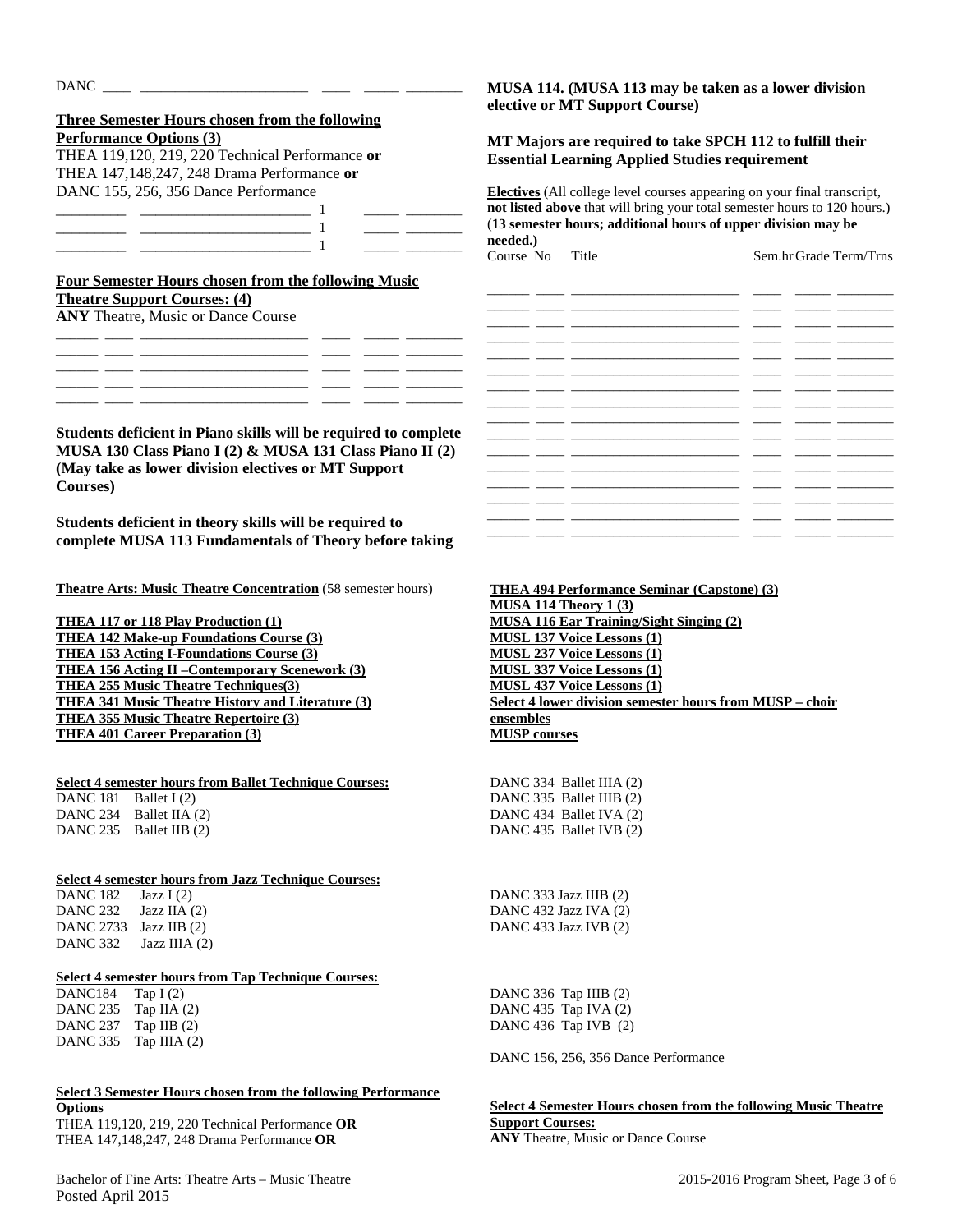DANC ____ _______________________ ____ _____ ________

**Three Semester Hours chosen from the following Performance Options (3)**

THEA 119,120, 219, 220 Technical Performance **or**
THEA 147,148,247, 248 Drama Performance **or**
DANC 155, 256, 356 Dance Performance

_________ ______________________ 1 _____ ________
_________ ______________________ 1 _____ ________
_________ ______________________ 1 _____ ________

**Four Semester Hours chosen from the following Music Theatre Support Courses: (4)**

**ANY** Theatre, Music or Dance Course

______ ____ ______________________ ____ _____ ________
______ ____ ______________________ ____ _____ ________
______ ____ ______________________ ____ _____ ________
______ ____ ______________________ ____ _____ ________
______ ____ ______________________ ____ _____ ________

**Students deficient in Piano skills will be required to complete MUSA 130 Class Piano I (2) & MUSA 131 Class Piano II (2) (May take as lower division electives or MT Support Courses)**

**Students deficient in theory skills will be required to complete MUSA 113 Fundamentals of Theory before taking MUSA 114. (MUSA 113 may be taken as a lower division elective or MT Support Course)**

**MT Majors are required to take SPCH 112 to fulfill their Essential Learning Applied Studies requirement**

**Electives** (All college level courses appearing on your final transcript, **not listed above** that will bring your total semester hours to 120 hours.) (**13 semester hours; additional hours of upper division may be needed.)**

| Course No | | Title | Sem.hr | Grade | Term/Trns |
|---|---|---|---|---|---|
| | | | | | |
| | | | | | |
| | | | | | |
| | | | | | |
| | | | | | |
| | | | | | |
| | | | | | |
| | | | | | |
| | | | | | |
| | | | | | |
| | | | | | |
| | | | | | |
| | | | | | |
| | | | | | |

**Theatre Arts: Music Theatre Concentration** (58 semester hours)

**THEA 117 or 118 Play Production (1)**
**THEA 142 Make-up Foundations Course (3)**
**THEA 153 Acting I-Foundations Course (3)**
**THEA 156 Acting II –Contemporary Scenework (3)**
**THEA 255 Music Theatre Techniques(3)**
**THEA 341 Music Theatre History and Literature (3)**
**THEA 355 Music Theatre Repertoire (3)**
**THEA 401 Career Preparation (3)**
**THEA 494 Performance Seminar (Capstone) (3)**
**MUSA 114 Theory 1 (3)**
**MUSA 116 Ear Training/Sight Singing (2)**
**MUSL 137 Voice Lessons (1)**
**MUSL 237 Voice Lessons (1)**
**MUSL 337 Voice Lessons (1)**
**MUSL 437 Voice Lessons (1)**
**Select 4 lower division semester hours from MUSP – choir ensembles**
**MUSP courses**

**Select 4 semester hours from Ballet Technique Courses:**

DANC 181 Ballet I (2)
DANC 234 Ballet IIA (2)
DANC 235 Ballet IIB (2)
DANC 334 Ballet IIIA (2)
DANC 335 Ballet IIIB (2)
DANC 434 Ballet IVA (2)
DANC 435 Ballet IVB (2)

**Select 4 semester hours from Jazz Technique Courses:**

DANC 182 Jazz I (2)
DANC 232 Jazz IIA (2)
DANC 2733 Jazz IIB (2)
DANC 332 Jazz IIIA (2)
DANC 333 Jazz IIIB (2)
DANC 432 Jazz IVA (2)
DANC 433 Jazz IVB (2)

**Select 4 semester hours from Tap Technique Courses:**

DANC184 Tap I (2)
DANC 235 Tap IIA (2)
DANC 237 Tap IIB (2)
DANC 335 Tap IIIA (2)
DANC 336 Tap IIIB (2)
DANC 435 Tap IVA (2)
DANC 436 Tap IVB (2)

**Select 3 Semester Hours chosen from the following Performance Options**

THEA 119,120, 219, 220 Technical Performance **OR**
THEA 147,148,247, 248 Drama Performance **OR**
DANC 156, 256, 356 Dance Performance

**Select 4 Semester Hours chosen from the following Music Theatre Support Courses:**

**ANY** Theatre, Music or Dance Course

Bachelor of Fine Arts: Theatre Arts – Music Theatre
Posted April 2015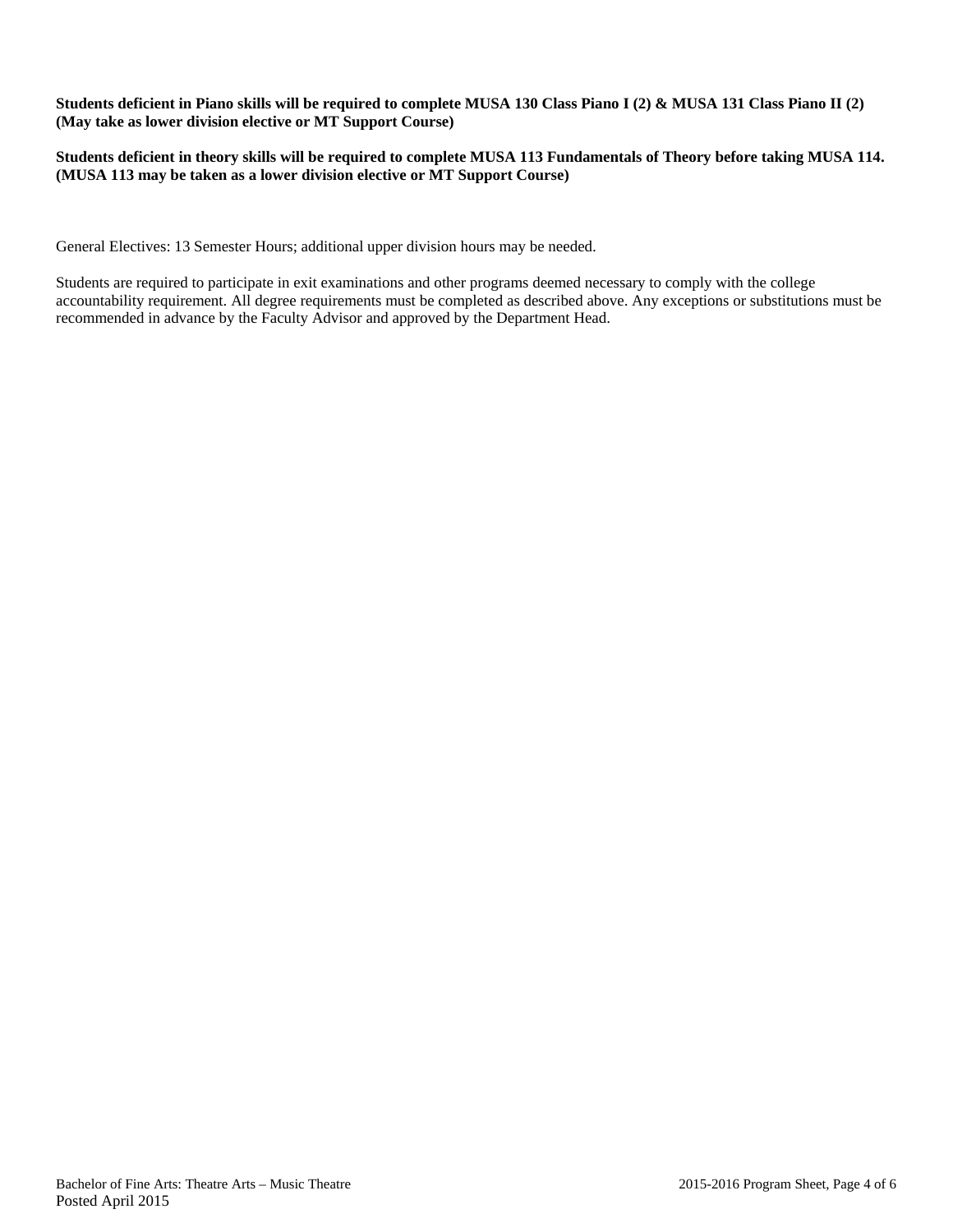**Students deficient in Piano skills will be required to complete MUSA 130 Class Piano I (2) & MUSA 131 Class Piano II (2) (May take as lower division elective or MT Support Course)**

**Students deficient in theory skills will be required to complete MUSA 113 Fundamentals of Theory before taking MUSA 114. (MUSA 113 may be taken as a lower division elective or MT Support Course)**

General Electives: 13 Semester Hours; additional upper division hours may be needed.

Students are required to participate in exit examinations and other programs deemed necessary to comply with the college accountability requirement. All degree requirements must be completed as described above. Any exceptions or substitutions must be recommended in advance by the Faculty Advisor and approved by the Department Head.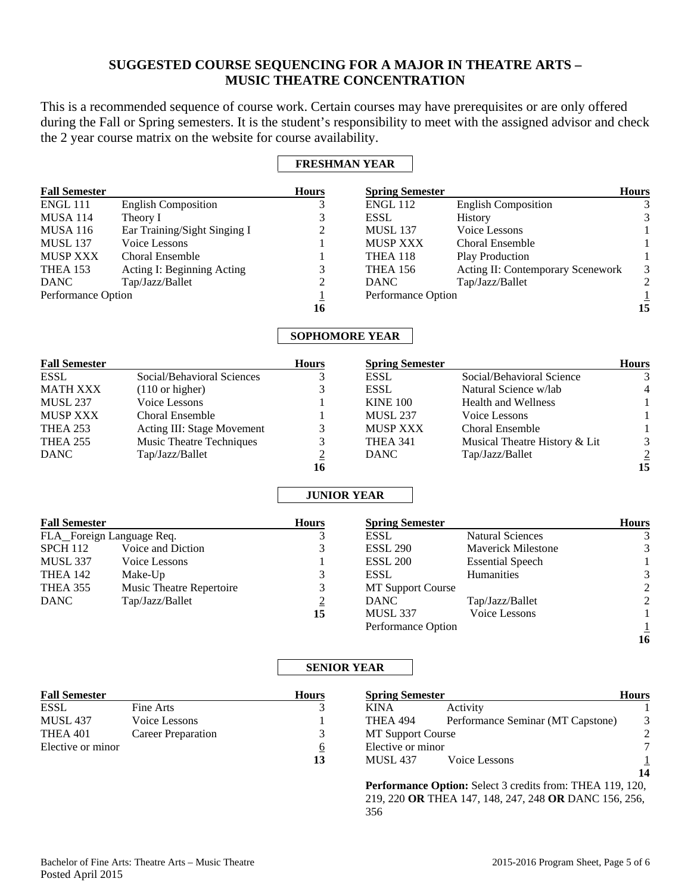# SUGGESTED COURSE SEQUENCING FOR A MAJOR IN THEATRE ARTS – MUSIC THEATRE CONCENTRATION

This is a recommended sequence of course work. Certain courses may have prerequisites or are only offered during the Fall or Spring semesters. It is the student's responsibility to meet with the assigned advisor and check the 2 year course matrix on the website for course availability.

## FRESHMAN YEAR

| Fall Semester | | Hours |
|---|---|---|
| ENGL 111 | English Composition | 3 |
| MUSA 114 | Theory I | 3 |
| MUSA 116 | Ear Training/Sight Singing I | 2 |
| MUSL 137 | Voice Lessons | 1 |
| MUSP XXX | Choral Ensemble | 1 |
| THEA 153 | Acting I: Beginning Acting | 3 |
| DANC | Tap/Jazz/Ballet | 2 |
| Performance Option | | 1 |
| | | 16 |

| Spring Semester | | Hours |
|---|---|---|
| ENGL 112 | English Composition | 3 |
| ESSL | History | 3 |
| MUSL 137 | Voice Lessons | 1 |
| MUSP XXX | Choral Ensemble | 1 |
| THEA 118 | Play Production | 1 |
| THEA 156 | Acting II: Contemporary Scenework | 3 |
| DANC | Tap/Jazz/Ballet | 2 |
| Performance Option | | 1 |
| | | 15 |

## SOPHOMORE YEAR

| Fall Semester | | Hours |
|---|---|---|
| ESSL | Social/Behavioral Sciences | 3 |
| MATH XXX | (110 or higher) | 3 |
| MUSL 237 | Voice Lessons | 1 |
| MUSP XXX | Choral Ensemble | 1 |
| THEA 253 | Acting III: Stage Movement | 3 |
| THEA 255 | Music Theatre Techniques | 3 |
| DANC | Tap/Jazz/Ballet | 2 |
| | | 16 |

| Spring Semester | | Hours |
|---|---|---|
| ESSL | Social/Behavioral Science | 3 |
| ESSL | Natural Science w/lab | 4 |
| KINE 100 | Health and Wellness | 1 |
| MUSL 237 | Voice Lessons | 1 |
| MUSP XXX | Choral Ensemble | 1 |
| THEA 341 | Musical Theatre History & Lit | 3 |
| DANC | Tap/Jazz/Ballet | 2 |
| | | 15 |

## JUNIOR YEAR

| Fall Semester | | Hours |
|---|---|---|
| FLA_Foreign Language Req. | | 3 |
| SPCH 112 | Voice and Diction | 3 |
| MUSL 337 | Voice Lessons | 1 |
| THEA 142 | Make-Up | 3 |
| THEA 355 | Music Theatre Repertoire | 3 |
| DANC | Tap/Jazz/Ballet | 2 |
| | | 15 |

| Spring Semester | | Hours |
|---|---|---|
| ESSL | Natural Sciences | 3 |
| ESSL 290 | Maverick Milestone | 3 |
| ESSL 200 | Essential Speech | 1 |
| ESSL | Humanities | 3 |
| MT Support Course | | 2 |
| DANC | Tap/Jazz/Ballet | 2 |
| MUSL 337 | Voice Lessons | 1 |
| Performance Option | | 1 |
| | | 16 |

## SENIOR YEAR

| Fall Semester | | Hours |
|---|---|---|
| ESSL | Fine Arts | 3 |
| MUSL 437 | Voice Lessons | 1 |
| THEA 401 | Career Preparation | 3 |
| Elective or minor | | 6 |
| | | 13 |

| Spring Semester | | Hours |
|---|---|---|
| KINA | Activity | 1 |
| THEA 494 | Performance Seminar (MT Capstone) | 3 |
| MT Support Course | | 2 |
| Elective or minor | | 7 |
| MUSL 437 | Voice Lessons | 1 |
| | | 14 |

**Performance Option:** Select 3 credits from: THEA 119, 120, 219, 220 **OR** THEA 147, 148, 247, 248 **OR** DANC 156, 256, 356

Bachelor of Fine Arts: Theatre Arts – Music Theatre
Posted April 2015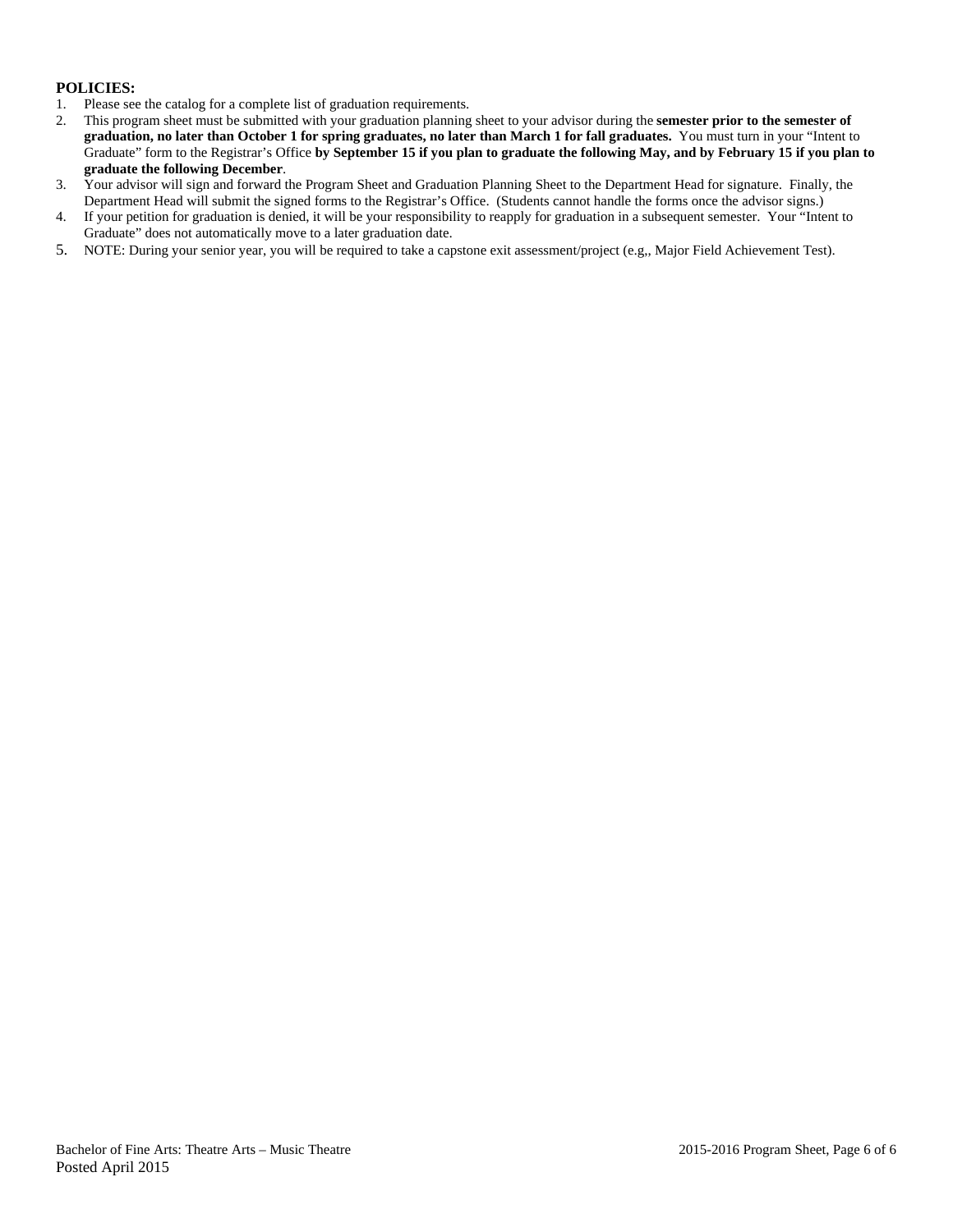**POLICIES:**

1. Please see the catalog for a complete list of graduation requirements.
2. This program sheet must be submitted with your graduation planning sheet to your advisor during the **semester prior to the semester of graduation, no later than October 1 for spring graduates, no later than March 1 for fall graduates.** You must turn in your "Intent to Graduate" form to the Registrar's Office **by September 15 if you plan to graduate the following May, and by February 15 if you plan to graduate the following December**.
3. Your advisor will sign and forward the Program Sheet and Graduation Planning Sheet to the Department Head for signature. Finally, the Department Head will submit the signed forms to the Registrar's Office. (Students cannot handle the forms once the advisor signs.)
4. If your petition for graduation is denied, it will be your responsibility to reapply for graduation in a subsequent semester. Your "Intent to Graduate" does not automatically move to a later graduation date.
5. NOTE: During your senior year, you will be required to take a capstone exit assessment/project (e.g,, Major Field Achievement Test).

Posted April 2015